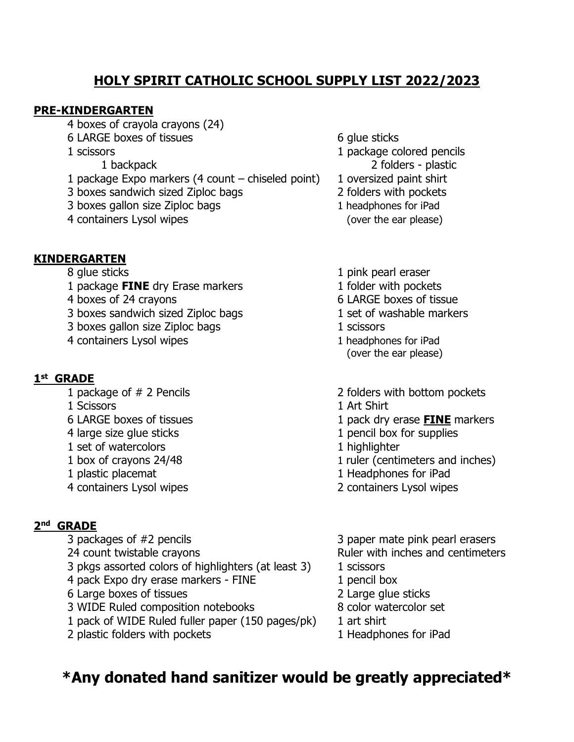# HOLY SPIRIT CATHOLIC SCHOOL SUPPLY LIST 2022/2023

## PRE-KINDERGARTEN

- 4 boxes of crayola crayons (24)
- 6 LARGE boxes of tissues
- 1 scissors
- 1 backpack
- 1 package Expo markers (4 count – chiseled point)
- 3 boxes sandwich sized Ziploc bags
- 3 boxes gallon size Ziploc bags
- 4 containers Lysol wipes
- 6 glue sticks
- 1 package colored pencils
- 2 folders - plastic
- 1 oversized paint shirt
- 2 folders with pockets
- 1 headphones for iPad (over the ear please)

## KINDERGARTEN

- 8 glue sticks
- 1 package **FINE** dry Erase markers
- 4 boxes of 24 crayons
- 3 boxes sandwich sized Ziploc bags
- 3 boxes gallon size Ziploc bags
- 4 containers Lysol wipes
- 1 pink pearl eraser
- 1 folder with pockets
- 6 LARGE boxes of tissue
- 1 set of washable markers
- 1 scissors
- 1 headphones for iPad (over the ear please)

## 1st GRADE

- 1 package of # 2 Pencils
- 1 Scissors
- 6 LARGE boxes of tissues
- 4 large size glue sticks
- 1 set of watercolors
- 1 box of crayons 24/48
- 1 plastic placemat
- 4 containers Lysol wipes
- 2 folders with bottom pockets
- 1 Art Shirt
- 1 pack dry erase **FINE** markers
- 1 pencil box for supplies
- 1 highlighter
- 1 ruler (centimeters and inches)
- 1 Headphones for iPad
- 2 containers Lysol wipes

## 2nd GRADE

- 3 packages of #2 pencils
- 24 count twistable crayons
- 3 pkgs assorted colors of highlighters (at least 3)
- 4 pack Expo dry erase markers - FINE
- 6 Large boxes of tissues
- 3 WIDE Ruled composition notebooks
- 1 pack of WIDE Ruled fuller paper (150 pages/pk)
- 2 plastic folders with pockets
- 3 paper mate pink pearl erasers
- Ruler with inches and centimeters
- 1 scissors
- 1 pencil box
- 2 Large glue sticks
- 8 color watercolor set
- 1 art shirt
- 1 Headphones for iPad

**\*Any donated hand sanitizer would be greatly appreciated\***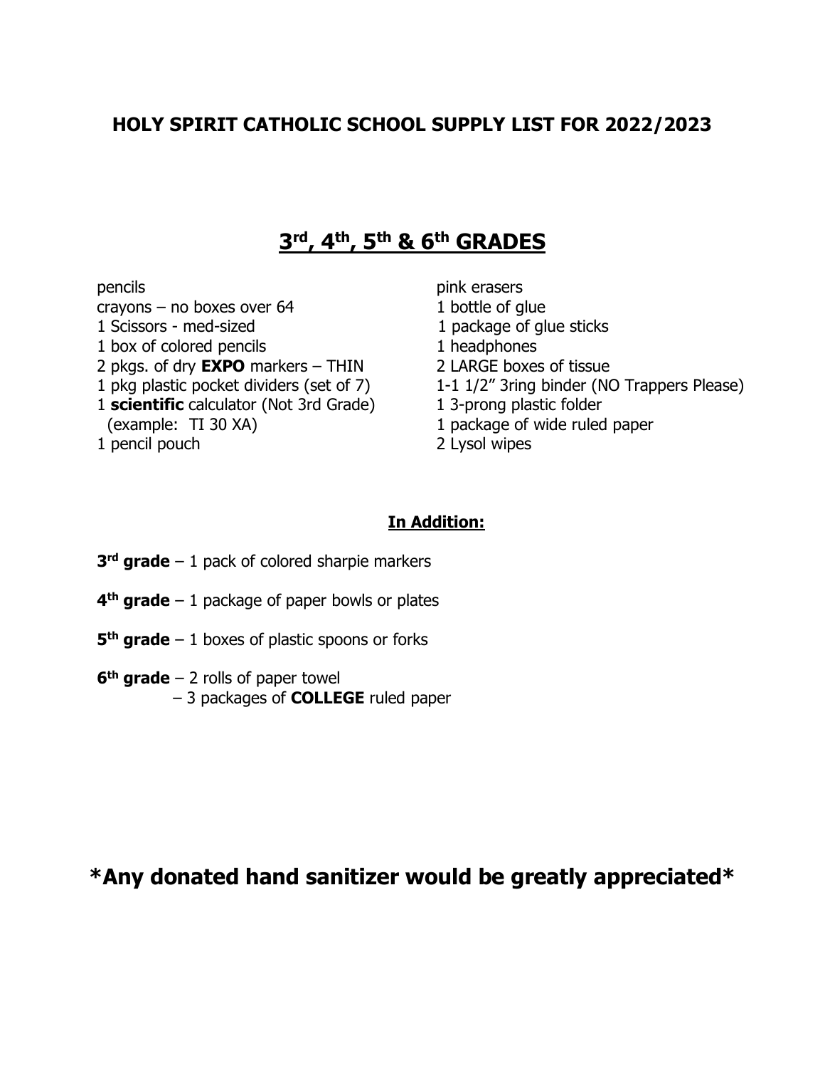# HOLY SPIRIT CATHOLIC SCHOOL SUPPLY LIST FOR 2022/2023

## 3rd, 4th, 5th & 6th GRADES

pencils
crayons – no boxes over 64
1 Scissors - med-sized
1 box of colored pencils
2 pkgs. of dry **EXPO** markers – THIN
1 pkg plastic pocket dividers (set of 7)
1 **scientific** calculator (Not 3rd Grade)
(example: TI 30 XA)
1 pencil pouch

pink erasers
1 bottle of glue
1 package of glue sticks
1 headphones
2 LARGE boxes of tissue
1-1 1/2" 3ring binder (NO Trappers Please)
1 3-prong plastic folder
1 package of wide ruled paper
2 Lysol wipes

**In Addition:**

**3rd grade** – 1 pack of colored sharpie markers

**4th grade** – 1 package of paper bowls or plates

**5th grade** – 1 boxes of plastic spoons or forks

**6th grade** – 2 rolls of paper towel
– 3 packages of **COLLEGE** ruled paper

## *Any donated hand sanitizer would be greatly appreciated*